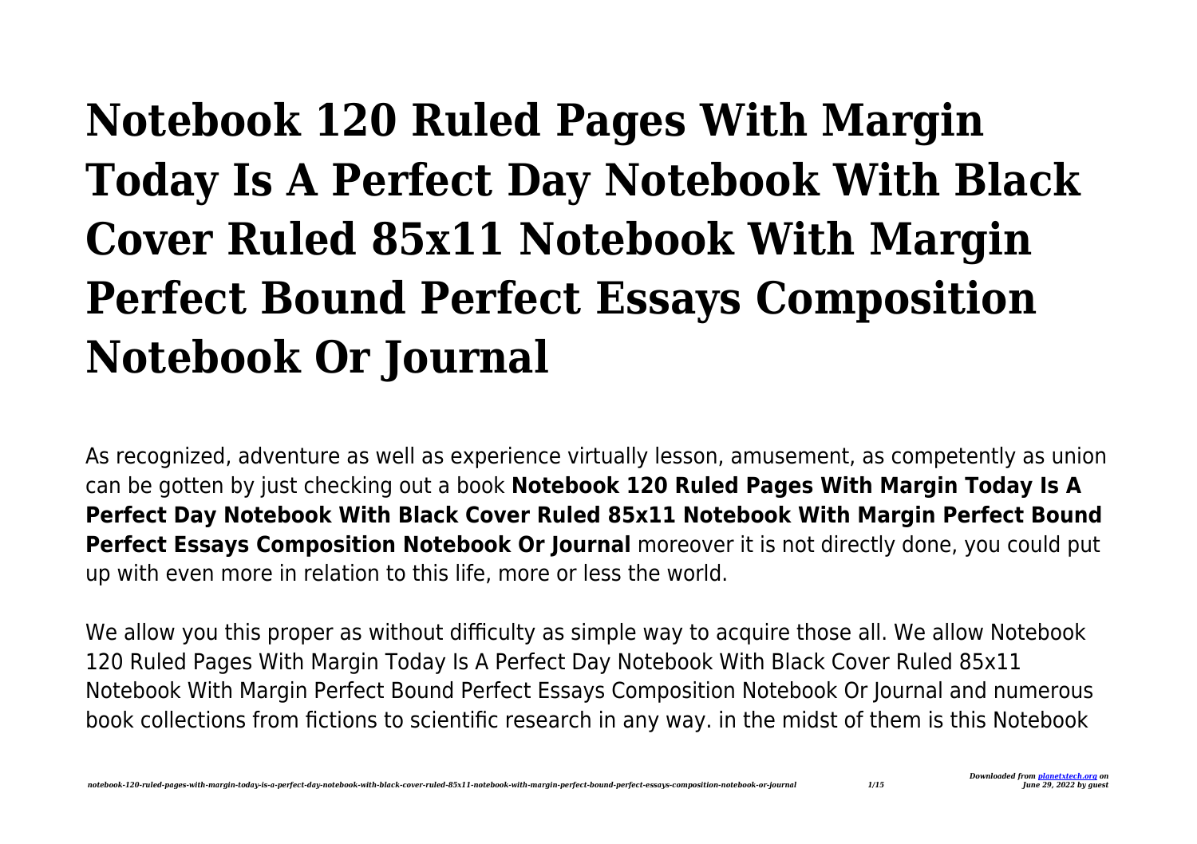# Notebook 120 Ruled Pages With Margin Today Is A Perfect Day Notebook With Black Cover Ruled 85x11 Notebook With Margin Perfect Bound Perfect Essays Composition Notebook Or Journal

As recognized, adventure as well as experience virtually lesson, amusement, as competently as union can be gotten by just checking out a book **Notebook 120 Ruled Pages With Margin Today Is A Perfect Day Notebook With Black Cover Ruled 85x11 Notebook With Margin Perfect Bound Perfect Essays Composition Notebook Or Journal** moreover it is not directly done, you could put up with even more in relation to this life, more or less the world.

We allow you this proper as without difficulty as simple way to acquire those all. We allow Notebook 120 Ruled Pages With Margin Today Is A Perfect Day Notebook With Black Cover Ruled 85x11 Notebook With Margin Perfect Bound Perfect Essays Composition Notebook Or Journal and numerous book collections from fictions to scientific research in any way. in the midst of them is this Notebook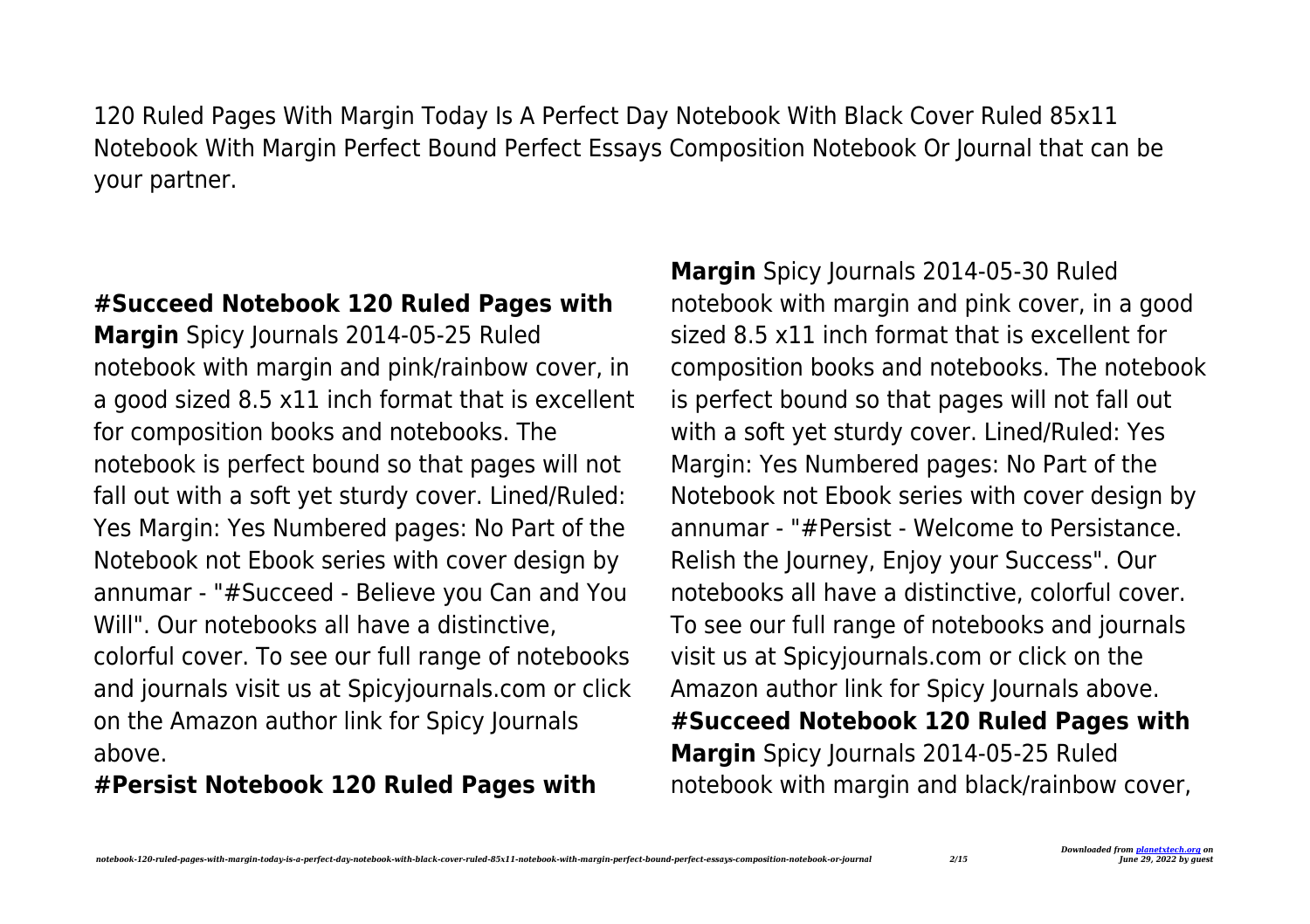120 Ruled Pages With Margin Today Is A Perfect Day Notebook With Black Cover Ruled 85x11 Notebook With Margin Perfect Bound Perfect Essays Composition Notebook Or Journal that can be your partner.

**#Succeed Notebook 120 Ruled Pages with Margin** Spicy Journals 2014-05-25 Ruled notebook with margin and pink/rainbow cover, in a good sized 8.5 x11 inch format that is excellent for composition books and notebooks. The notebook is perfect bound so that pages will not fall out with a soft yet sturdy cover. Lined/Ruled: Yes Margin: Yes Numbered pages: No Part of the Notebook not Ebook series with cover design by annumar - "#Succeed - Believe you Can and You Will". Our notebooks all have a distinctive, colorful cover. To see our full range of notebooks and journals visit us at Spicyjournals.com or click on the Amazon author link for Spicy Journals above.

**#Persist Notebook 120 Ruled Pages with Margin** Spicy Journals 2014-05-30 Ruled notebook with margin and pink cover, in a good sized 8.5 x11 inch format that is excellent for composition books and notebooks. The notebook is perfect bound so that pages will not fall out with a soft yet sturdy cover. Lined/Ruled: Yes Margin: Yes Numbered pages: No Part of the Notebook not Ebook series with cover design by annumar - "#Persist - Welcome to Persistance. Relish the Journey, Enjoy your Success". Our notebooks all have a distinctive, colorful cover. To see our full range of notebooks and journals visit us at Spicyjournals.com or click on the Amazon author link for Spicy Journals above.

**#Succeed Notebook 120 Ruled Pages with Margin** Spicy Journals 2014-05-25 Ruled notebook with margin and black/rainbow cover,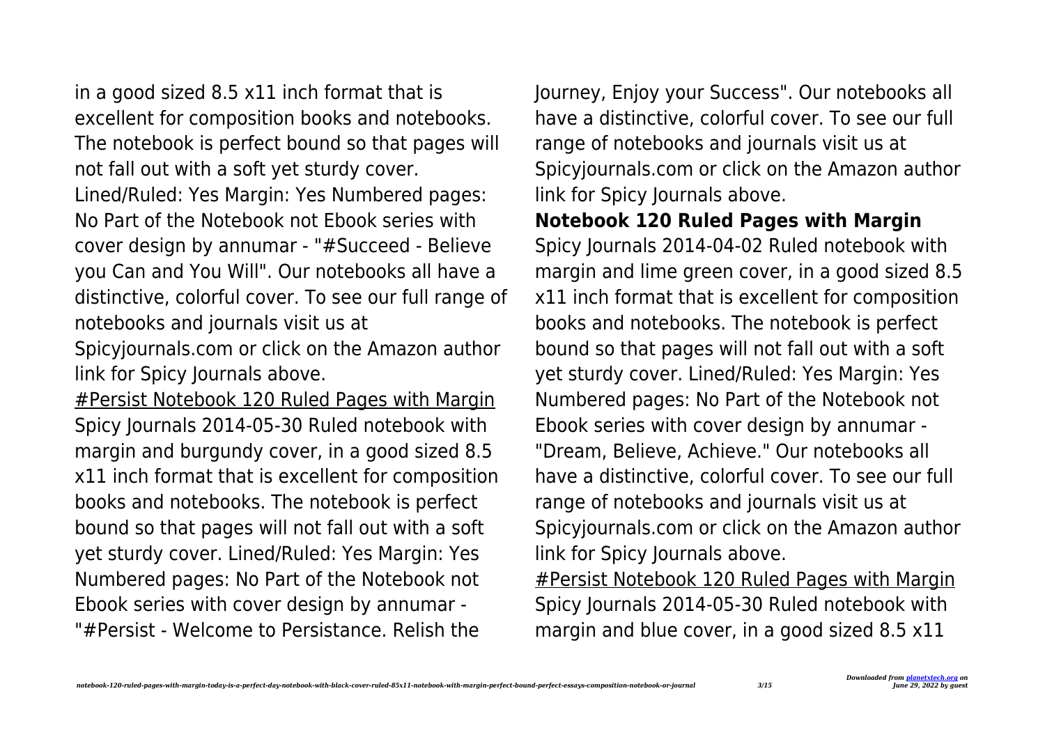in a good sized 8.5 x11 inch format that is excellent for composition books and notebooks. The notebook is perfect bound so that pages will not fall out with a soft yet sturdy cover. Lined/Ruled: Yes Margin: Yes Numbered pages: No Part of the Notebook not Ebook series with cover design by annumar - "#Succeed - Believe you Can and You Will". Our notebooks all have a distinctive, colorful cover. To see our full range of notebooks and journals visit us at Spicyjournals.com or click on the Amazon author link for Spicy Journals above.

#Persist Notebook 120 Ruled Pages with Margin

Spicy Journals 2014-05-30 Ruled notebook with margin and burgundy cover, in a good sized 8.5 x11 inch format that is excellent for composition books and notebooks. The notebook is perfect bound so that pages will not fall out with a soft yet sturdy cover. Lined/Ruled: Yes Margin: Yes Numbered pages: No Part of the Notebook not Ebook series with cover design by annumar - "#Persist - Welcome to Persistance. Relish the Journey, Enjoy your Success". Our notebooks all have a distinctive, colorful cover. To see our full range of notebooks and journals visit us at Spicyjournals.com or click on the Amazon author link for Spicy Journals above.

**Notebook 120 Ruled Pages with Margin**

Spicy Journals 2014-04-02 Ruled notebook with margin and lime green cover, in a good sized 8.5 x11 inch format that is excellent for composition books and notebooks. The notebook is perfect bound so that pages will not fall out with a soft yet sturdy cover. Lined/Ruled: Yes Margin: Yes Numbered pages: No Part of the Notebook not Ebook series with cover design by annumar - "Dream, Believe, Achieve." Our notebooks all have a distinctive, colorful cover. To see our full range of notebooks and journals visit us at Spicyjournals.com or click on the Amazon author link for Spicy Journals above.

#Persist Notebook 120 Ruled Pages with Margin

Spicy Journals 2014-05-30 Ruled notebook with margin and blue cover, in a good sized 8.5 x11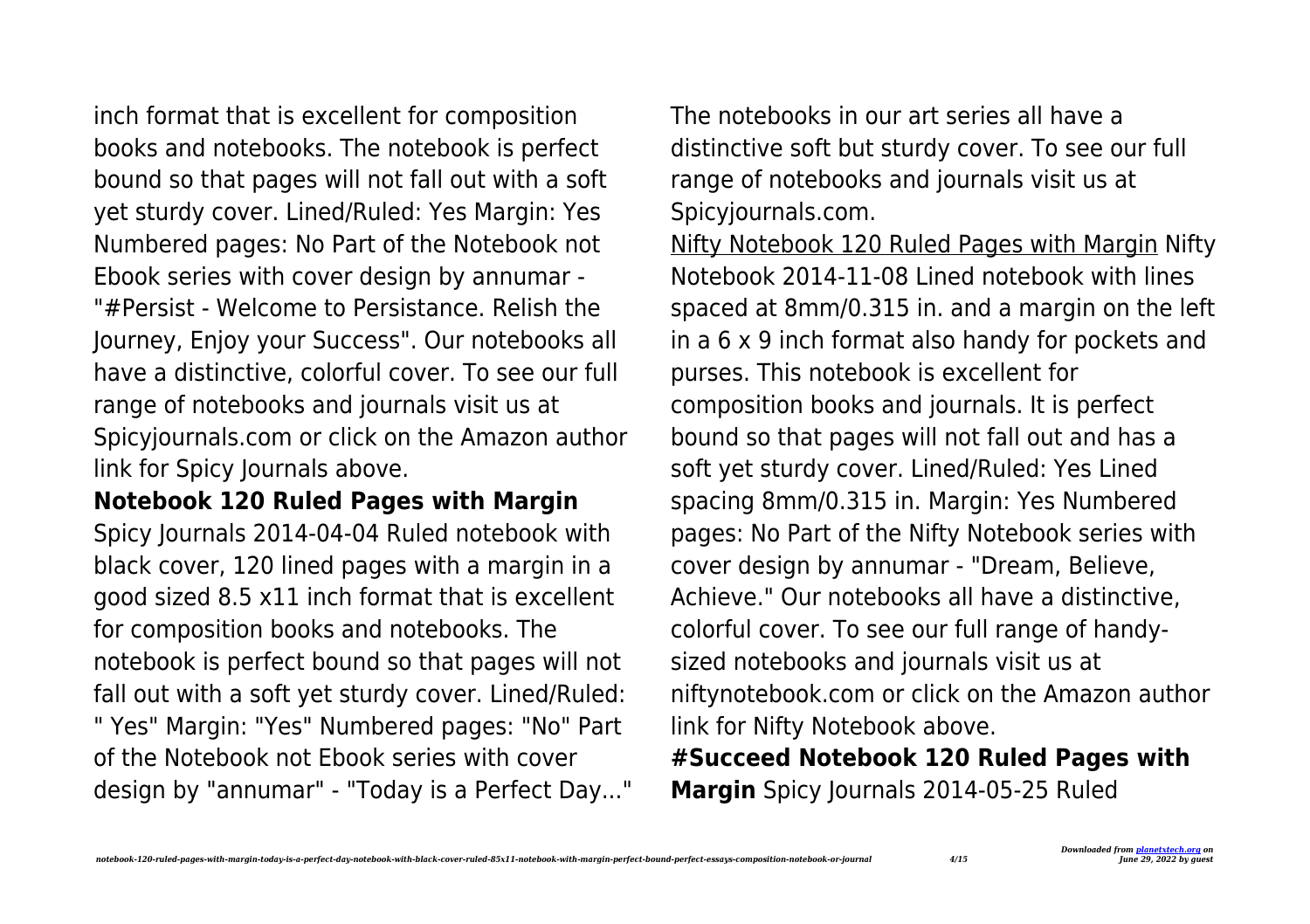inch format that is excellent for composition books and notebooks. The notebook is perfect bound so that pages will not fall out with a soft yet sturdy cover. Lined/Ruled: Yes Margin: Yes Numbered pages: No Part of the Notebook not Ebook series with cover design by annumar - "#Persist - Welcome to Persistance. Relish the Journey, Enjoy your Success". Our notebooks all have a distinctive, colorful cover. To see our full range of notebooks and journals visit us at Spicyjournals.com or click on the Amazon author link for Spicy Journals above.

**Notebook 120 Ruled Pages with Margin** Spicy Journals 2014-04-04 Ruled notebook with black cover, 120 lined pages with a margin in a good sized 8.5 x11 inch format that is excellent for composition books and notebooks. The notebook is perfect bound so that pages will not fall out with a soft yet sturdy cover. Lined/Ruled: " Yes" Margin: "Yes" Numbered pages: "No" Part of the Notebook not Ebook series with cover design by "annumar" - "Today is a Perfect Day..." The notebooks in our art series all have a distinctive soft but sturdy cover. To see our full range of notebooks and journals visit us at Spicyjournals.com.

Nifty Notebook 120 Ruled Pages with Margin Nifty Notebook 2014-11-08 Lined notebook with lines spaced at 8mm/0.315 in. and a margin on the left in a 6 x 9 inch format also handy for pockets and purses. This notebook is excellent for composition books and journals. It is perfect bound so that pages will not fall out and has a soft yet sturdy cover. Lined/Ruled: Yes Lined spacing 8mm/0.315 in. Margin: Yes Numbered pages: No Part of the Nifty Notebook series with cover design by annumar - "Dream, Believe, Achieve." Our notebooks all have a distinctive, colorful cover. To see our full range of handy-sized notebooks and journals visit us at niftynotebook.com or click on the Amazon author link for Nifty Notebook above.

**#Succeed Notebook 120 Ruled Pages with Margin** Spicy Journals 2014-05-25 Ruled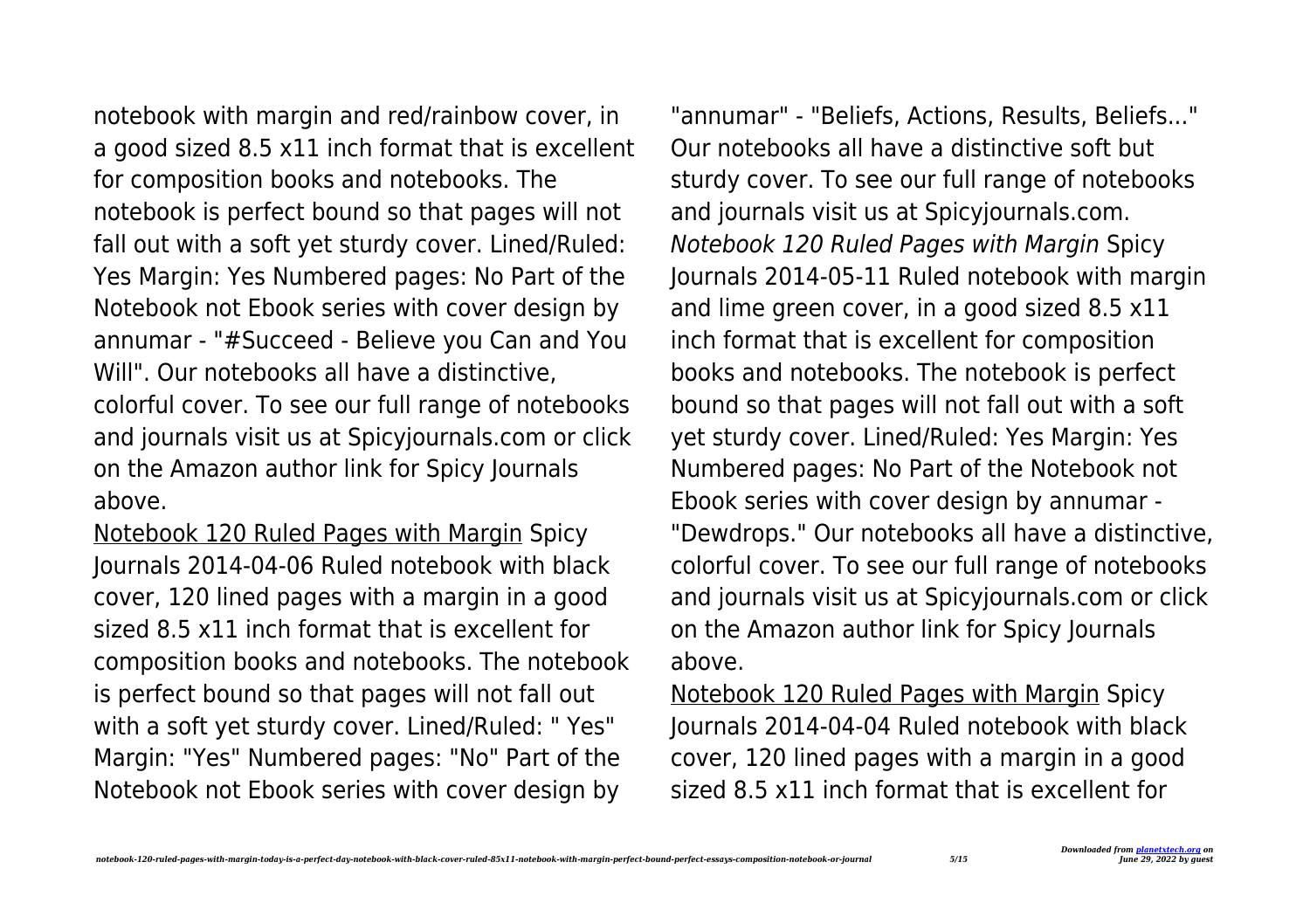notebook with margin and red/rainbow cover, in a good sized 8.5 x11 inch format that is excellent for composition books and notebooks. The notebook is perfect bound so that pages will not fall out with a soft yet sturdy cover. Lined/Ruled: Yes Margin: Yes Numbered pages: No Part of the Notebook not Ebook series with cover design by annumar - "#Succeed - Believe you Can and You Will". Our notebooks all have a distinctive, colorful cover. To see our full range of notebooks and journals visit us at Spicyjournals.com or click on the Amazon author link for Spicy Journals above.

Notebook 120 Ruled Pages with Margin Spicy Journals 2014-04-06 Ruled notebook with black cover, 120 lined pages with a margin in a good sized 8.5 x11 inch format that is excellent for composition books and notebooks. The notebook is perfect bound so that pages will not fall out with a soft yet sturdy cover. Lined/Ruled: " Yes" Margin: "Yes" Numbered pages: "No" Part of the Notebook not Ebook series with cover design by "annumar" - "Beliefs, Actions, Results, Beliefs..." Our notebooks all have a distinctive soft but sturdy cover. To see our full range of notebooks and journals visit us at Spicyjournals.com.

*Notebook 120 Ruled Pages with Margin* Spicy Journals 2014-05-11 Ruled notebook with margin and lime green cover, in a good sized 8.5 x11 inch format that is excellent for composition books and notebooks. The notebook is perfect bound so that pages will not fall out with a soft yet sturdy cover. Lined/Ruled: Yes Margin: Yes Numbered pages: No Part of the Notebook not Ebook series with cover design by annumar - "Dewdrops." Our notebooks all have a distinctive, colorful cover. To see our full range of notebooks and journals visit us at Spicyjournals.com or click on the Amazon author link for Spicy Journals above.

Notebook 120 Ruled Pages with Margin Spicy Journals 2014-04-04 Ruled notebook with black cover, 120 lined pages with a margin in a good sized 8.5 x11 inch format that is excellent for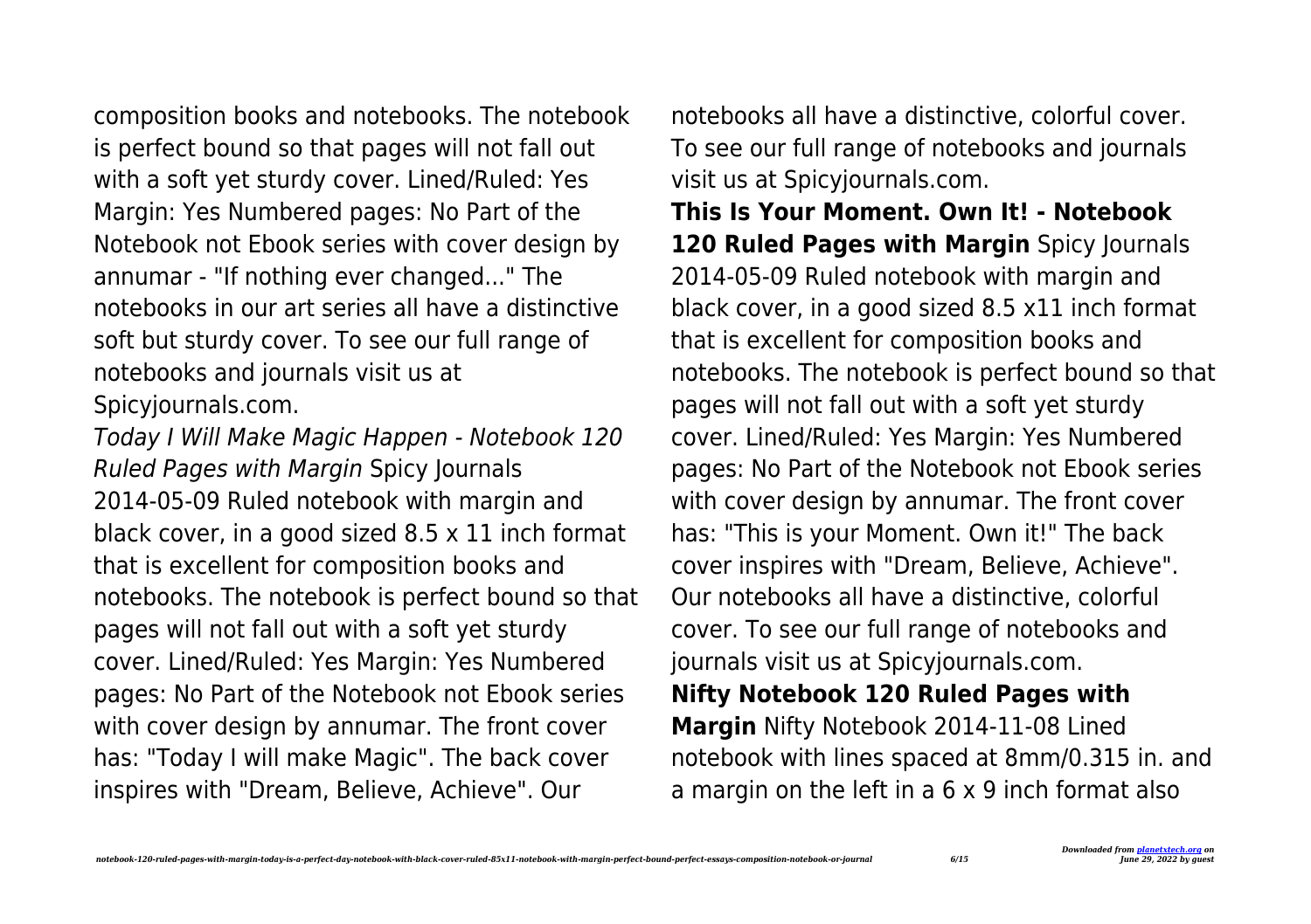composition books and notebooks. The notebook is perfect bound so that pages will not fall out with a soft yet sturdy cover. Lined/Ruled: Yes Margin: Yes Numbered pages: No Part of the Notebook not Ebook series with cover design by annumar - "If nothing ever changed..." The notebooks in our art series all have a distinctive soft but sturdy cover. To see our full range of notebooks and journals visit us at Spicyjournals.com.

*Today I Will Make Magic Happen - Notebook 120 Ruled Pages with Margin* Spicy Journals 2014-05-09 Ruled notebook with margin and black cover, in a good sized 8.5 x 11 inch format that is excellent for composition books and notebooks. The notebook is perfect bound so that pages will not fall out with a soft yet sturdy cover. Lined/Ruled: Yes Margin: Yes Numbered pages: No Part of the Notebook not Ebook series with cover design by annumar. The front cover has: "Today I will make Magic". The back cover inspires with "Dream, Believe, Achieve". Our notebooks all have a distinctive, colorful cover. To see our full range of notebooks and journals visit us at Spicyjournals.com.

**This Is Your Moment. Own It! - Notebook 120 Ruled Pages with Margin** Spicy Journals 2014-05-09 Ruled notebook with margin and black cover, in a good sized 8.5 x11 inch format that is excellent for composition books and notebooks. The notebook is perfect bound so that pages will not fall out with a soft yet sturdy cover. Lined/Ruled: Yes Margin: Yes Numbered pages: No Part of the Notebook not Ebook series with cover design by annumar. The front cover has: "This is your Moment. Own it!" The back cover inspires with "Dream, Believe, Achieve". Our notebooks all have a distinctive, colorful cover. To see our full range of notebooks and journals visit us at Spicyjournals.com.

**Nifty Notebook 120 Ruled Pages with Margin** Nifty Notebook 2014-11-08 Lined notebook with lines spaced at 8mm/0.315 in. and a margin on the left in a 6 x 9 inch format also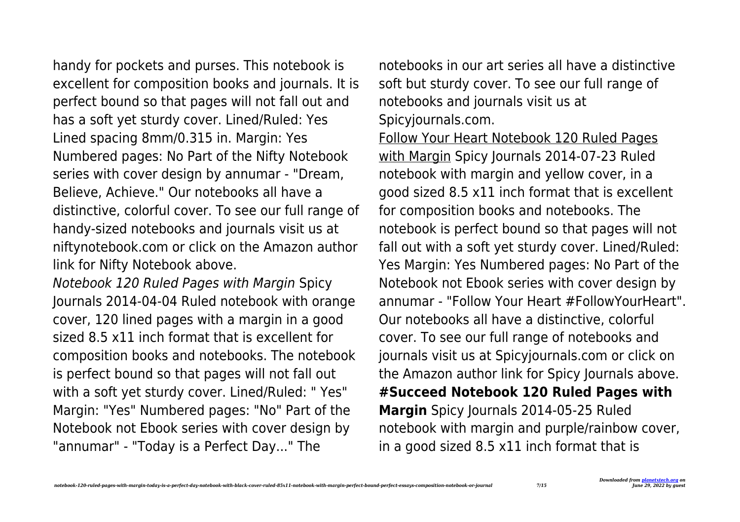handy for pockets and purses. This notebook is excellent for composition books and journals. It is perfect bound so that pages will not fall out and has a soft yet sturdy cover. Lined/Ruled: Yes Lined spacing 8mm/0.315 in. Margin: Yes Numbered pages: No Part of the Nifty Notebook series with cover design by annumar - "Dream, Believe, Achieve." Our notebooks all have a distinctive, colorful cover. To see our full range of handy-sized notebooks and journals visit us at niftynotebook.com or click on the Amazon author link for Nifty Notebook above.

*Notebook 120 Ruled Pages with Margin* Spicy Journals 2014-04-04 Ruled notebook with orange cover, 120 lined pages with a margin in a good sized 8.5 x11 inch format that is excellent for composition books and notebooks. The notebook is perfect bound so that pages will not fall out with a soft yet sturdy cover. Lined/Ruled: " Yes" Margin: "Yes" Numbered pages: "No" Part of the Notebook not Ebook series with cover design by "annumar" - "Today is a Perfect Day..." The notebooks in our art series all have a distinctive soft but sturdy cover. To see our full range of notebooks and journals visit us at Spicyjournals.com.

Follow Your Heart Notebook 120 Ruled Pages with Margin Spicy Journals 2014-07-23 Ruled notebook with margin and yellow cover, in a good sized 8.5 x11 inch format that is excellent for composition books and notebooks. The notebook is perfect bound so that pages will not fall out with a soft yet sturdy cover. Lined/Ruled: Yes Margin: Yes Numbered pages: No Part of the Notebook not Ebook series with cover design by annumar - "Follow Your Heart #FollowYourHeart". Our notebooks all have a distinctive, colorful cover. To see our full range of notebooks and journals visit us at Spicyjournals.com or click on the Amazon author link for Spicy Journals above.

**#Succeed Notebook 120 Ruled Pages with Margin** Spicy Journals 2014-05-25 Ruled notebook with margin and purple/rainbow cover, in a good sized 8.5 x11 inch format that is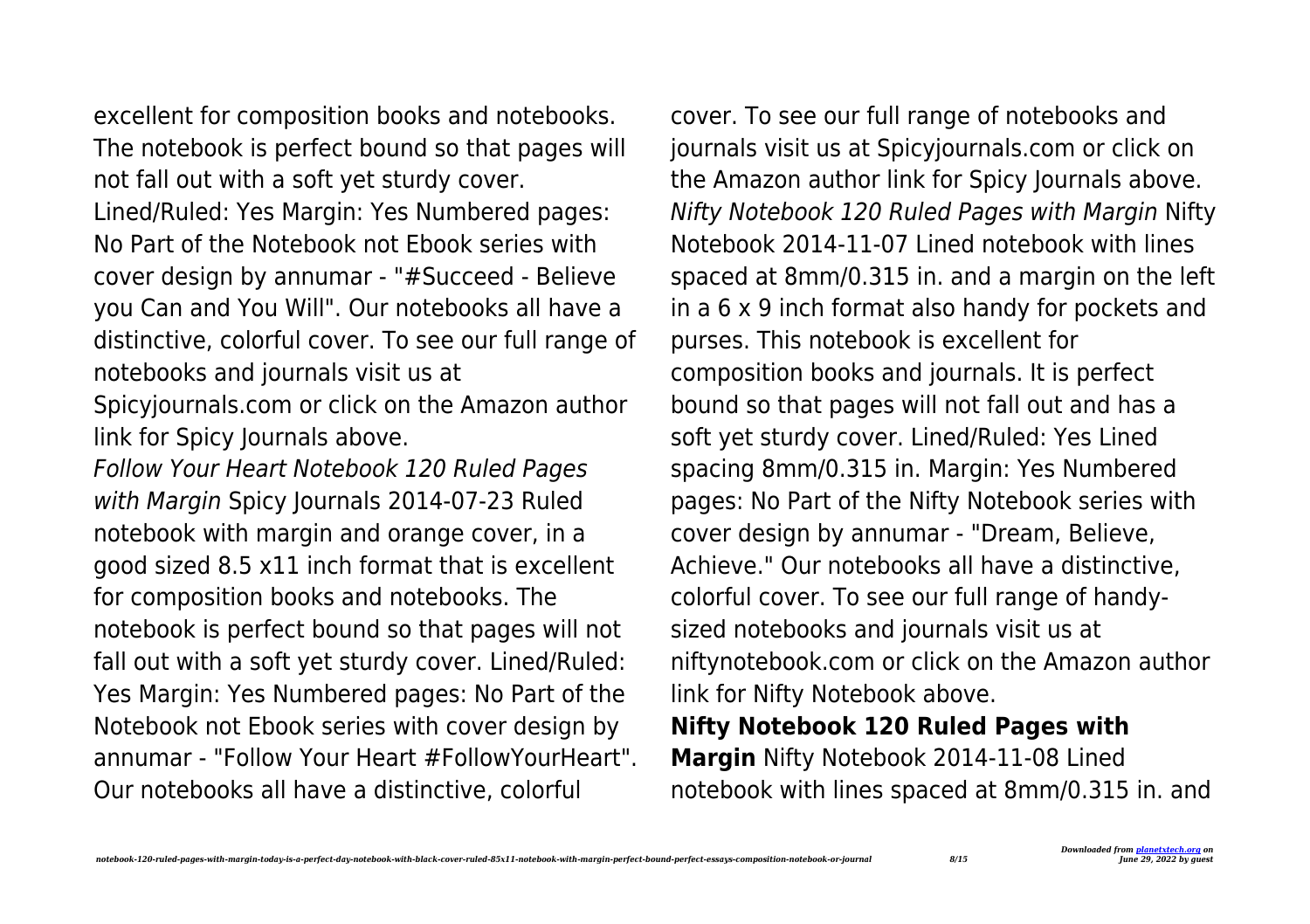excellent for composition books and notebooks. The notebook is perfect bound so that pages will not fall out with a soft yet sturdy cover. Lined/Ruled: Yes Margin: Yes Numbered pages: No Part of the Notebook not Ebook series with cover design by annumar - "#Succeed - Believe you Can and You Will". Our notebooks all have a distinctive, colorful cover. To see our full range of notebooks and journals visit us at Spicyjournals.com or click on the Amazon author link for Spicy Journals above.

*Follow Your Heart Notebook 120 Ruled Pages with Margin* Spicy Journals 2014-07-23 Ruled notebook with margin and orange cover, in a good sized 8.5 x11 inch format that is excellent for composition books and notebooks. The notebook is perfect bound so that pages will not fall out with a soft yet sturdy cover. Lined/Ruled: Yes Margin: Yes Numbered pages: No Part of the Notebook not Ebook series with cover design by annumar - "Follow Your Heart #FollowYourHeart". Our notebooks all have a distinctive, colorful cover. To see our full range of notebooks and journals visit us at Spicyjournals.com or click on the Amazon author link for Spicy Journals above.

*Nifty Notebook 120 Ruled Pages with Margin* Nifty Notebook 2014-11-07 Lined notebook with lines spaced at 8mm/0.315 in. and a margin on the left in a 6 x 9 inch format also handy for pockets and purses. This notebook is excellent for composition books and journals. It is perfect bound so that pages will not fall out and has a soft yet sturdy cover. Lined/Ruled: Yes Lined spacing 8mm/0.315 in. Margin: Yes Numbered pages: No Part of the Nifty Notebook series with cover design by annumar - "Dream, Believe, Achieve." Our notebooks all have a distinctive, colorful cover. To see our full range of handy-sized notebooks and journals visit us at niftynotebook.com or click on the Amazon author link for Nifty Notebook above.

**Nifty Notebook 120 Ruled Pages with Margin** Nifty Notebook 2014-11-08 Lined notebook with lines spaced at 8mm/0.315 in. and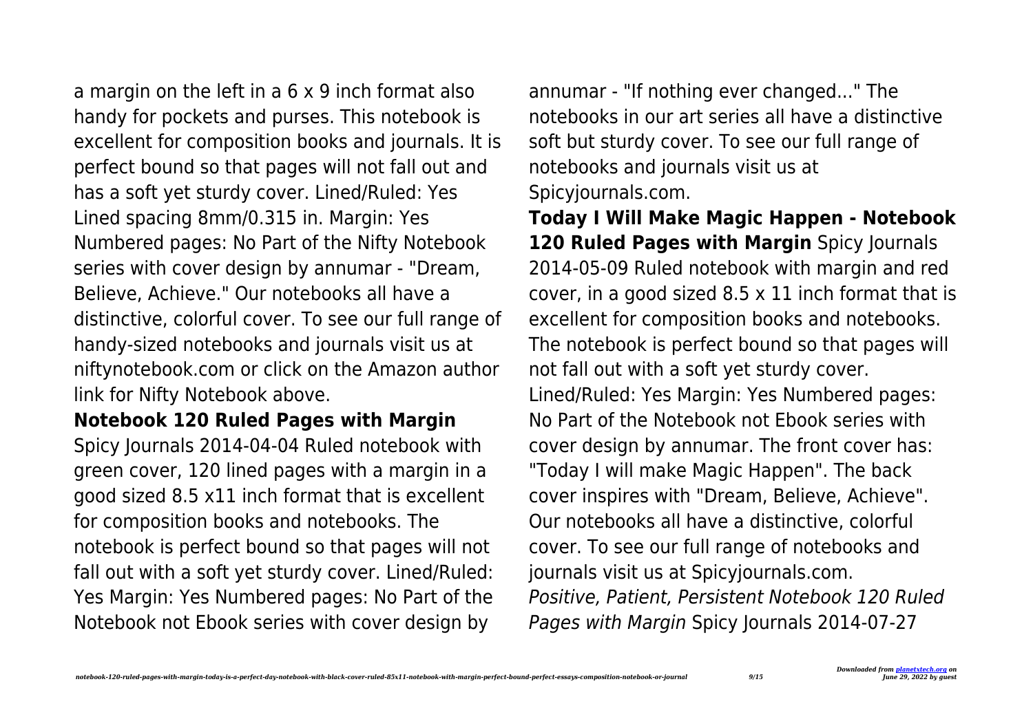a margin on the left in a 6 x 9 inch format also handy for pockets and purses. This notebook is excellent for composition books and journals. It is perfect bound so that pages will not fall out and has a soft yet sturdy cover. Lined/Ruled: Yes Lined spacing 8mm/0.315 in. Margin: Yes Numbered pages: No Part of the Nifty Notebook series with cover design by annumar - "Dream, Believe, Achieve." Our notebooks all have a distinctive, colorful cover. To see our full range of handy-sized notebooks and journals visit us at niftynotebook.com or click on the Amazon author link for Nifty Notebook above.

**Notebook 120 Ruled Pages with Margin** Spicy Journals 2014-04-04 Ruled notebook with green cover, 120 lined pages with a margin in a good sized 8.5 x11 inch format that is excellent for composition books and notebooks. The notebook is perfect bound so that pages will not fall out with a soft yet sturdy cover. Lined/Ruled: Yes Margin: Yes Numbered pages: No Part of the Notebook not Ebook series with cover design by annumar - "If nothing ever changed..." The notebooks in our art series all have a distinctive soft but sturdy cover. To see our full range of notebooks and journals visit us at Spicyjournals.com.

**Today I Will Make Magic Happen - Notebook 120 Ruled Pages with Margin** Spicy Journals 2014-05-09 Ruled notebook with margin and red cover, in a good sized 8.5 x 11 inch format that is excellent for composition books and notebooks. The notebook is perfect bound so that pages will not fall out with a soft yet sturdy cover. Lined/Ruled: Yes Margin: Yes Numbered pages: No Part of the Notebook not Ebook series with cover design by annumar. The front cover has: "Today I will make Magic Happen". The back cover inspires with "Dream, Believe, Achieve". Our notebooks all have a distinctive, colorful cover. To see our full range of notebooks and journals visit us at Spicyjournals.com.

*Positive, Patient, Persistent Notebook 120 Ruled Pages with Margin* Spicy Journals 2014-07-27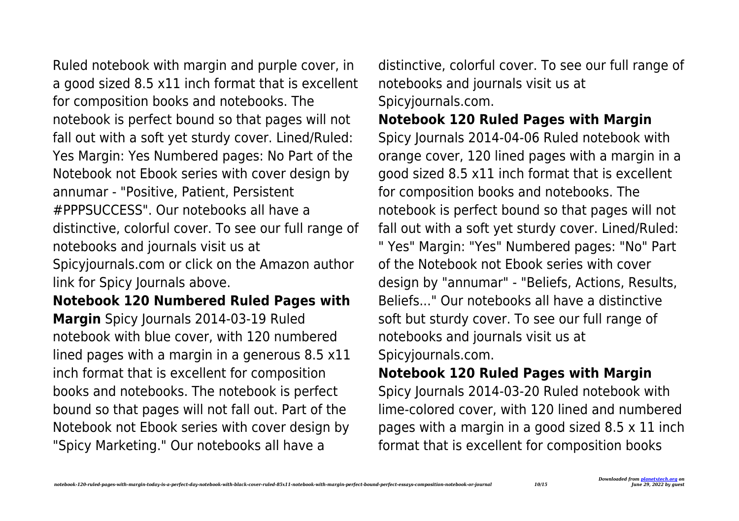Ruled notebook with margin and purple cover, in a good sized 8.5 x11 inch format that is excellent for composition books and notebooks. The notebook is perfect bound so that pages will not fall out with a soft yet sturdy cover. Lined/Ruled: Yes Margin: Yes Numbered pages: No Part of the Notebook not Ebook series with cover design by annumar - "Positive, Patient, Persistent #PPPSUCCESS". Our notebooks all have a distinctive, colorful cover. To see our full range of notebooks and journals visit us at Spicyjournals.com or click on the Amazon author link for Spicy Journals above.

**Notebook 120 Numbered Ruled Pages with Margin** Spicy Journals 2014-03-19 Ruled notebook with blue cover, with 120 numbered lined pages with a margin in a generous 8.5 x11 inch format that is excellent for composition books and notebooks. The notebook is perfect bound so that pages will not fall out. Part of the Notebook not Ebook series with cover design by "Spicy Marketing." Our notebooks all have a distinctive, colorful cover. To see our full range of notebooks and journals visit us at Spicyjournals.com.

**Notebook 120 Ruled Pages with Margin** Spicy Journals 2014-04-06 Ruled notebook with orange cover, 120 lined pages with a margin in a good sized 8.5 x11 inch format that is excellent for composition books and notebooks. The notebook is perfect bound so that pages will not fall out with a soft yet sturdy cover. Lined/Ruled: " Yes" Margin: "Yes" Numbered pages: "No" Part of the Notebook not Ebook series with cover design by "annumar" - "Beliefs, Actions, Results, Beliefs..." Our notebooks all have a distinctive soft but sturdy cover. To see our full range of notebooks and journals visit us at Spicyjournals.com.

**Notebook 120 Ruled Pages with Margin** Spicy Journals 2014-03-20 Ruled notebook with lime-colored cover, with 120 lined and numbered pages with a margin in a good sized 8.5 x 11 inch format that is excellent for composition books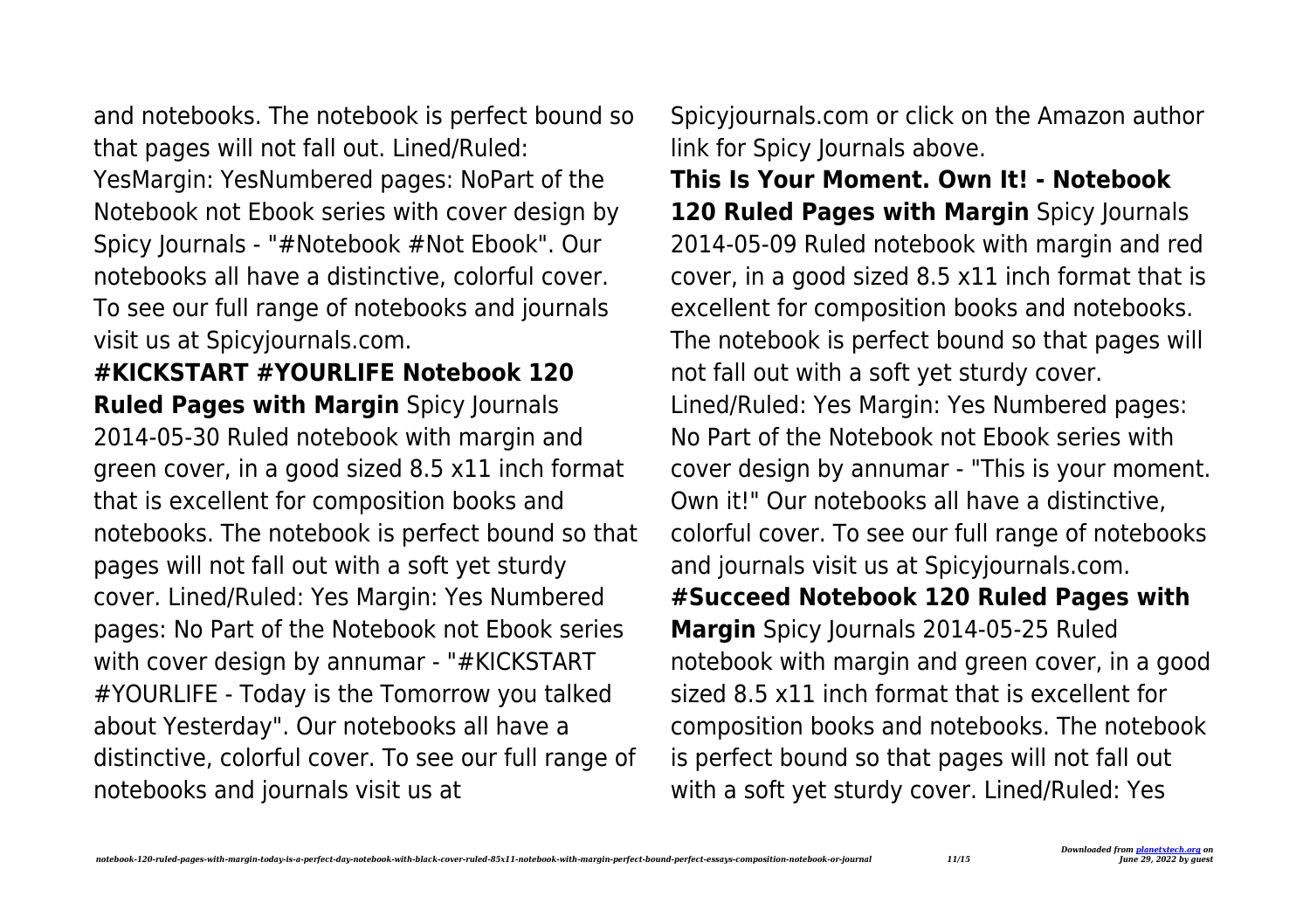and notebooks. The notebook is perfect bound so that pages will not fall out. Lined/Ruled: YesMargin: YesNumbered pages: NoPart of the Notebook not Ebook series with cover design by Spicy Journals - "#Notebook #Not Ebook". Our notebooks all have a distinctive, colorful cover. To see our full range of notebooks and journals visit us at Spicyjournals.com.

**#KICKSTART #YOURLIFE Notebook 120 Ruled Pages with Margin** Spicy Journals 2014-05-30 Ruled notebook with margin and green cover, in a good sized 8.5 x11 inch format that is excellent for composition books and notebooks. The notebook is perfect bound so that pages will not fall out with a soft yet sturdy cover. Lined/Ruled: Yes Margin: Yes Numbered pages: No Part of the Notebook not Ebook series with cover design by annumar - "#KICKSTART #YOURLIFE - Today is the Tomorrow you talked about Yesterday". Our notebooks all have a distinctive, colorful cover. To see our full range of notebooks and journals visit us at Spicyjournals.com or click on the Amazon author link for Spicy Journals above.

**This Is Your Moment. Own It! - Notebook 120 Ruled Pages with Margin** Spicy Journals 2014-05-09 Ruled notebook with margin and red cover, in a good sized 8.5 x11 inch format that is excellent for composition books and notebooks. The notebook is perfect bound so that pages will not fall out with a soft yet sturdy cover. Lined/Ruled: Yes Margin: Yes Numbered pages: No Part of the Notebook not Ebook series with cover design by annumar - "This is your moment. Own it!" Our notebooks all have a distinctive, colorful cover. To see our full range of notebooks and journals visit us at Spicyjournals.com.

**#Succeed Notebook 120 Ruled Pages with Margin** Spicy Journals 2014-05-25 Ruled notebook with margin and green cover, in a good sized 8.5 x11 inch format that is excellent for composition books and notebooks. The notebook is perfect bound so that pages will not fall out with a soft yet sturdy cover. Lined/Ruled: Yes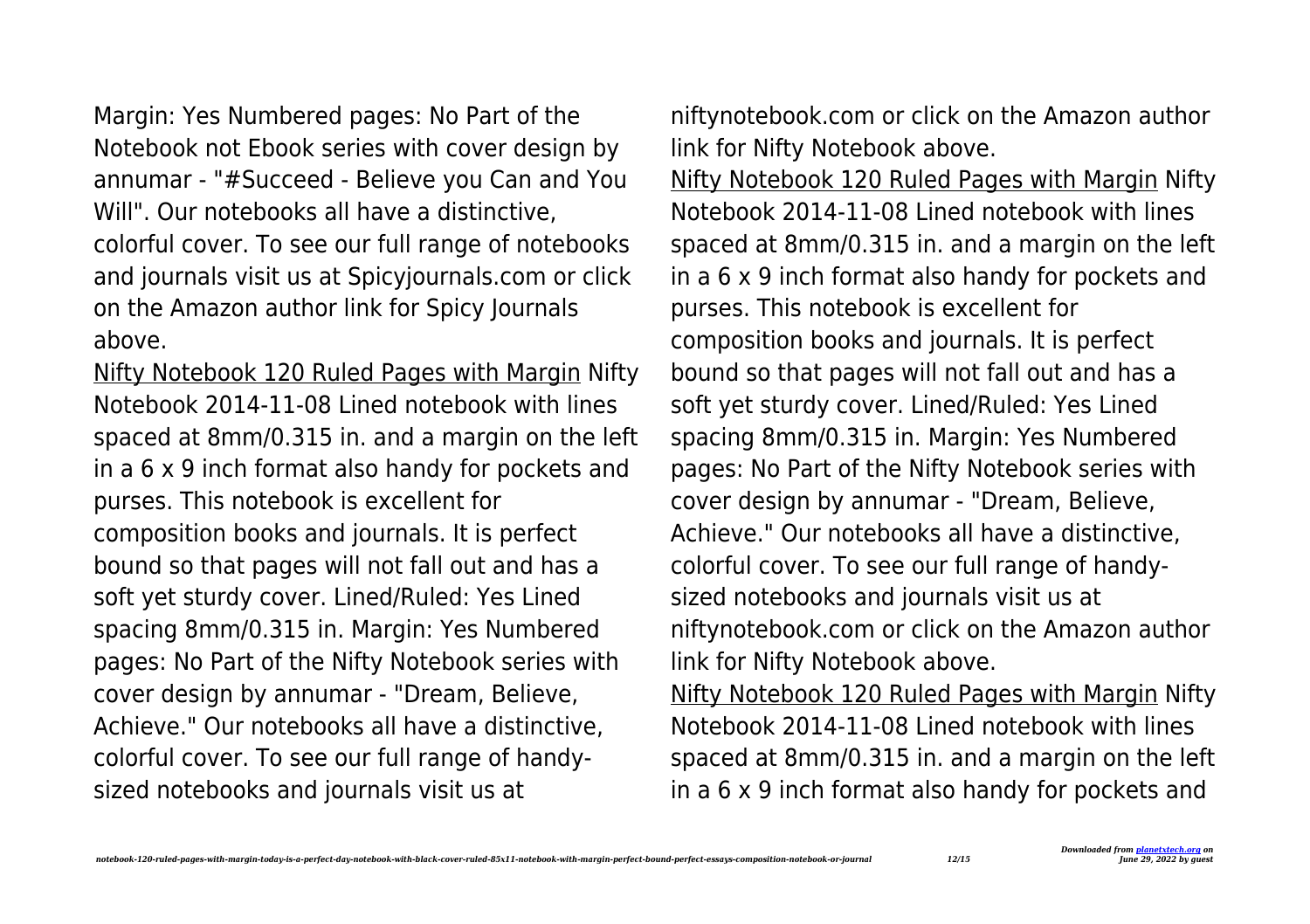Margin: Yes Numbered pages: No Part of the Notebook not Ebook series with cover design by annumar - "#Succeed - Believe you Can and You Will". Our notebooks all have a distinctive, colorful cover. To see our full range of notebooks and journals visit us at Spicyjournals.com or click on the Amazon author link for Spicy Journals above.

Nifty Notebook 120 Ruled Pages with Margin Nifty Notebook 2014-11-08 Lined notebook with lines spaced at 8mm/0.315 in. and a margin on the left in a 6 x 9 inch format also handy for pockets and purses. This notebook is excellent for composition books and journals. It is perfect bound so that pages will not fall out and has a soft yet sturdy cover. Lined/Ruled: Yes Lined spacing 8mm/0.315 in. Margin: Yes Numbered pages: No Part of the Nifty Notebook series with cover design by annumar - "Dream, Believe, Achieve." Our notebooks all have a distinctive, colorful cover. To see our full range of handy-sized notebooks and journals visit us at niftynotebook.com or click on the Amazon author link for Nifty Notebook above.

Nifty Notebook 120 Ruled Pages with Margin Nifty Notebook 2014-11-08 Lined notebook with lines spaced at 8mm/0.315 in. and a margin on the left in a 6 x 9 inch format also handy for pockets and purses. This notebook is excellent for composition books and journals. It is perfect bound so that pages will not fall out and has a soft yet sturdy cover. Lined/Ruled: Yes Lined spacing 8mm/0.315 in. Margin: Yes Numbered pages: No Part of the Nifty Notebook series with cover design by annumar - "Dream, Believe, Achieve." Our notebooks all have a distinctive, colorful cover. To see our full range of handy-sized notebooks and journals visit us at niftynotebook.com or click on the Amazon author link for Nifty Notebook above.

Nifty Notebook 120 Ruled Pages with Margin Nifty Notebook 2014-11-08 Lined notebook with lines spaced at 8mm/0.315 in. and a margin on the left in a 6 x 9 inch format also handy for pockets and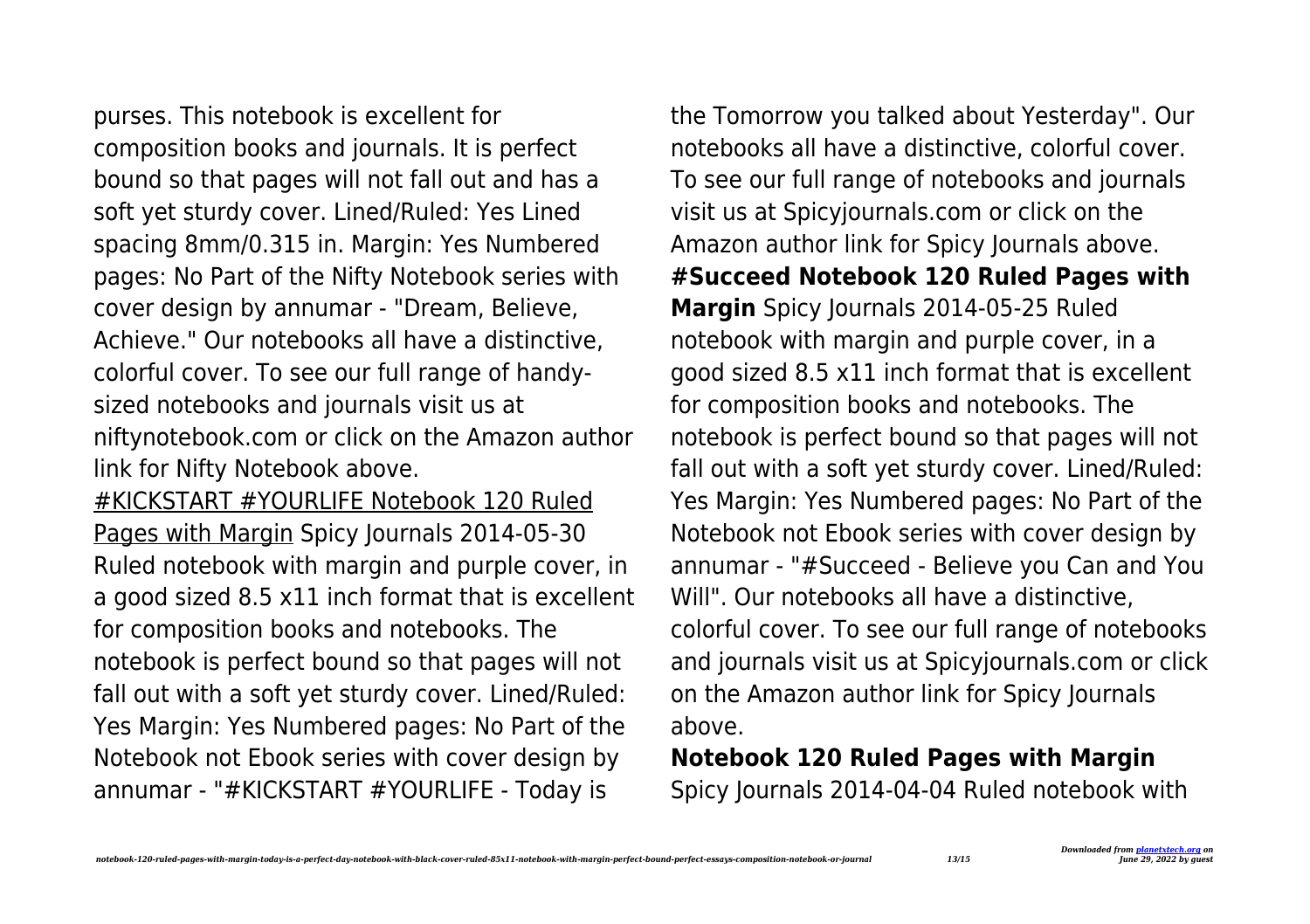purses. This notebook is excellent for composition books and journals. It is perfect bound so that pages will not fall out and has a soft yet sturdy cover. Lined/Ruled: Yes Lined spacing 8mm/0.315 in. Margin: Yes Numbered pages: No Part of the Nifty Notebook series with cover design by annumar - "Dream, Believe, Achieve." Our notebooks all have a distinctive, colorful cover. To see our full range of handy-sized notebooks and journals visit us at niftynotebook.com or click on the Amazon author link for Nifty Notebook above.

#KICKSTART #YOURLIFE Notebook 120 Ruled Pages with Margin Spicy Journals 2014-05-30 Ruled notebook with margin and purple cover, in a good sized 8.5 x11 inch format that is excellent for composition books and notebooks. The notebook is perfect bound so that pages will not fall out with a soft yet sturdy cover. Lined/Ruled: Yes Margin: Yes Numbered pages: No Part of the Notebook not Ebook series with cover design by annumar - "#KICKSTART #YOURLIFE - Today is the Tomorrow you talked about Yesterday". Our notebooks all have a distinctive, colorful cover. To see our full range of notebooks and journals visit us at Spicyjournals.com or click on the Amazon author link for Spicy Journals above.

**#Succeed Notebook 120 Ruled Pages with Margin** Spicy Journals 2014-05-25 Ruled notebook with margin and purple cover, in a good sized 8.5 x11 inch format that is excellent for composition books and notebooks. The notebook is perfect bound so that pages will not fall out with a soft yet sturdy cover. Lined/Ruled: Yes Margin: Yes Numbered pages: No Part of the Notebook not Ebook series with cover design by annumar - "#Succeed - Believe you Can and You Will". Our notebooks all have a distinctive, colorful cover. To see our full range of notebooks and journals visit us at Spicyjournals.com or click on the Amazon author link for Spicy Journals above.

**Notebook 120 Ruled Pages with Margin** Spicy Journals 2014-04-04 Ruled notebook with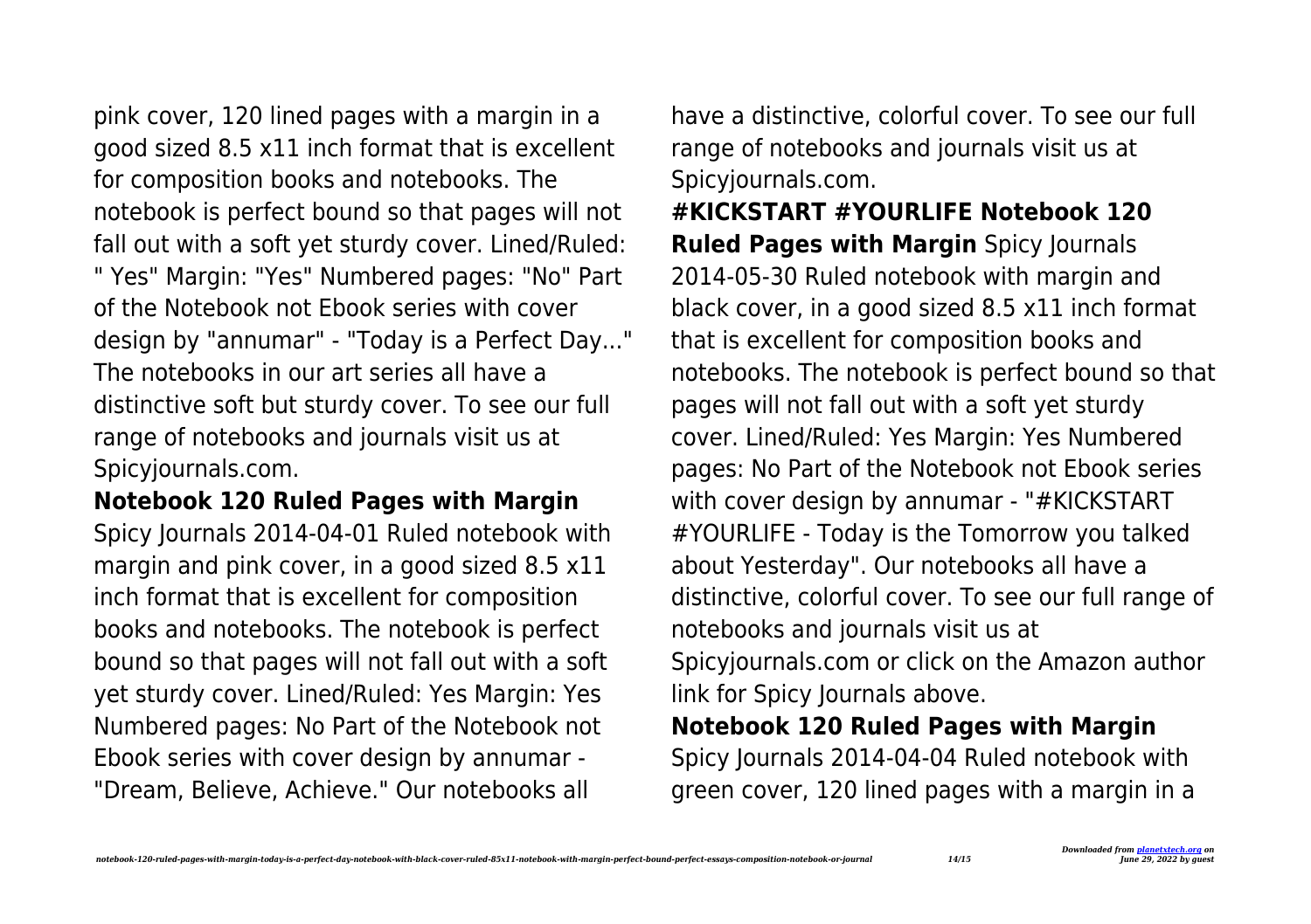pink cover, 120 lined pages with a margin in a good sized 8.5 x11 inch format that is excellent for composition books and notebooks. The notebook is perfect bound so that pages will not fall out with a soft yet sturdy cover. Lined/Ruled: " Yes" Margin: "Yes" Numbered pages: "No" Part of the Notebook not Ebook series with cover design by "annumar" - "Today is a Perfect Day..." The notebooks in our art series all have a distinctive soft but sturdy cover. To see our full range of notebooks and journals visit us at Spicyjournals.com.

**Notebook 120 Ruled Pages with Margin** Spicy Journals 2014-04-01 Ruled notebook with margin and pink cover, in a good sized 8.5 x11 inch format that is excellent for composition books and notebooks. The notebook is perfect bound so that pages will not fall out with a soft yet sturdy cover. Lined/Ruled: Yes Margin: Yes Numbered pages: No Part of the Notebook not Ebook series with cover design by annumar - "Dream, Believe, Achieve." Our notebooks all have a distinctive, colorful cover. To see our full range of notebooks and journals visit us at Spicyjournals.com.

**#KICKSTART #YOURLIFE Notebook 120 Ruled Pages with Margin** Spicy Journals 2014-05-30 Ruled notebook with margin and black cover, in a good sized 8.5 x11 inch format that is excellent for composition books and notebooks. The notebook is perfect bound so that pages will not fall out with a soft yet sturdy cover. Lined/Ruled: Yes Margin: Yes Numbered pages: No Part of the Notebook not Ebook series with cover design by annumar - "#KICKSTART #YOURLIFE - Today is the Tomorrow you talked about Yesterday". Our notebooks all have a distinctive, colorful cover. To see our full range of notebooks and journals visit us at Spicyjournals.com or click on the Amazon author link for Spicy Journals above.

**Notebook 120 Ruled Pages with Margin** Spicy Journals 2014-04-04 Ruled notebook with green cover, 120 lined pages with a margin in a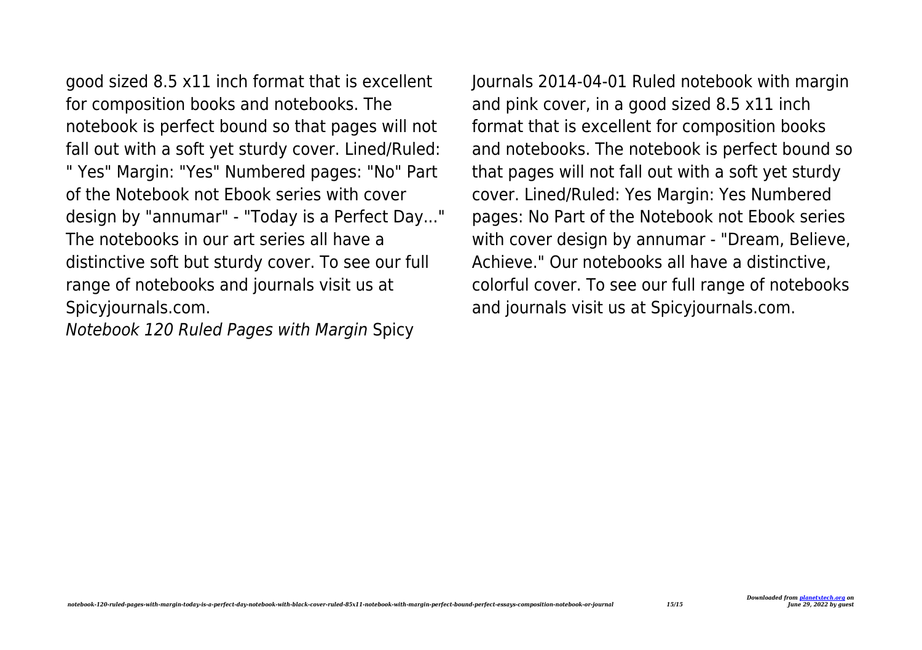good sized 8.5 x11 inch format that is excellent for composition books and notebooks. The notebook is perfect bound so that pages will not fall out with a soft yet sturdy cover. Lined/Ruled: " Yes" Margin: "Yes" Numbered pages: "No" Part of the Notebook not Ebook series with cover design by "annumar" - "Today is a Perfect Day..." The notebooks in our art series all have a distinctive soft but sturdy cover. To see our full range of notebooks and journals visit us at Spicyjournals.com.

*Notebook 120 Ruled Pages with Margin* Spicy Journals 2014-04-01 Ruled notebook with margin and pink cover, in a good sized 8.5 x11 inch format that is excellent for composition books and notebooks. The notebook is perfect bound so that pages will not fall out with a soft yet sturdy cover. Lined/Ruled: Yes Margin: Yes Numbered pages: No Part of the Notebook not Ebook series with cover design by annumar - "Dream, Believe, Achieve." Our notebooks all have a distinctive, colorful cover. To see our full range of notebooks and journals visit us at Spicyjournals.com.